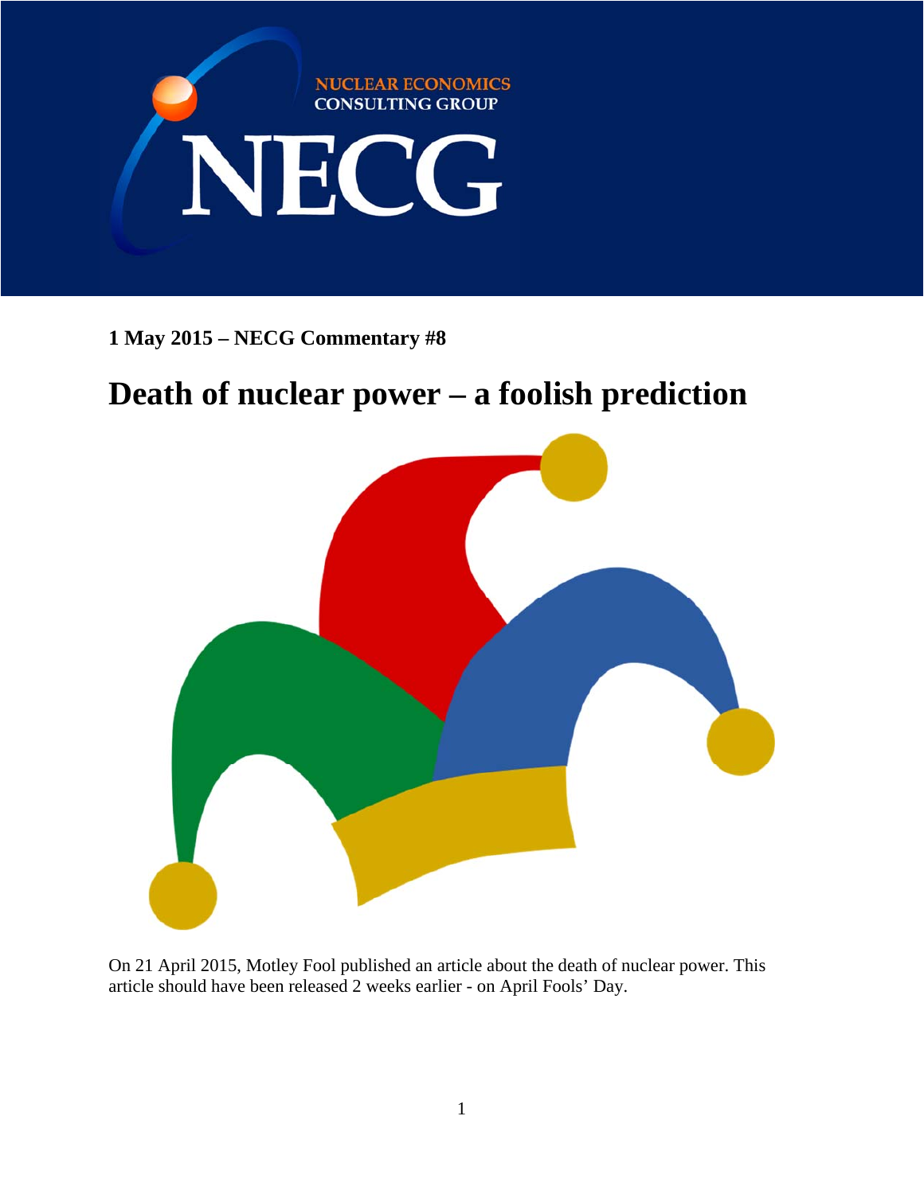NUCLEAR ECONOMICS CONSULTING GROUP

NECG

**1 May 2015 – NECG Commentary #8**

# Death of nuclear power – a foolish prediction

On 21 April 2015, Motley Fool published an article about the death of nuclear power. This article should have been released 2 weeks earlier - on April Fools' Day.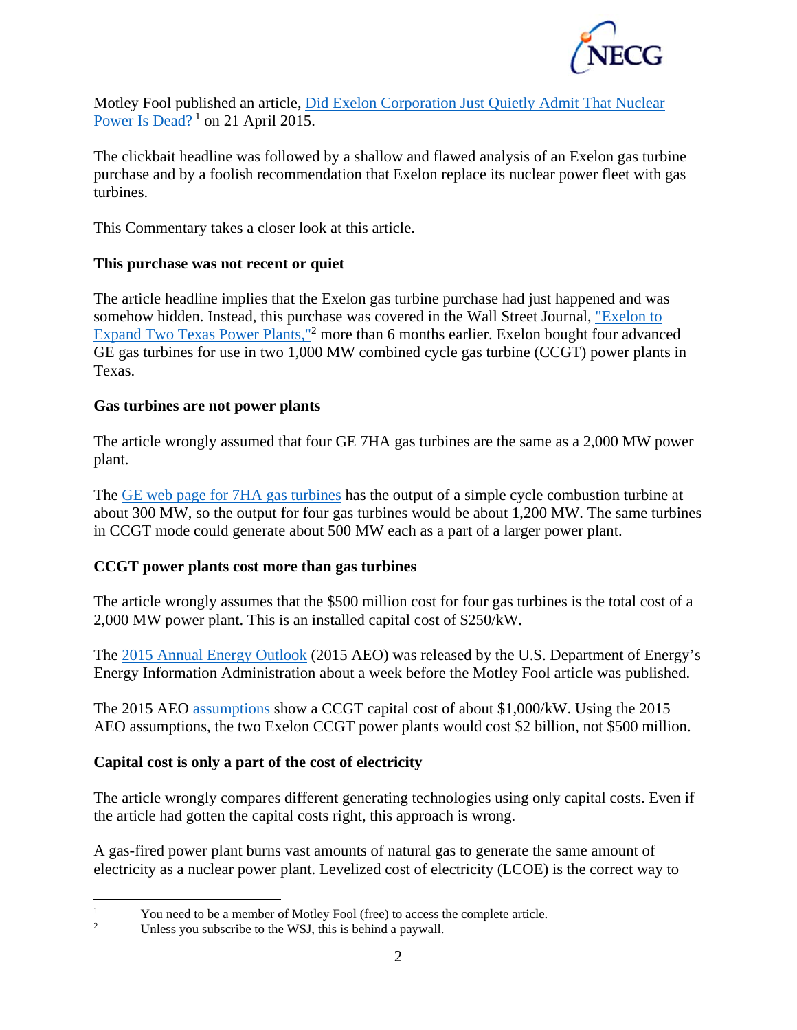Motley Fool published an article, Did Exelon Corporation Just Quietly Admit That Nuclear Power Is Dead? [1] on 21 April 2015.

The clickbait headline was followed by a shallow and flawed analysis of an Exelon gas turbine purchase and by a foolish recommendation that Exelon replace its nuclear power fleet with gas turbines.

This Commentary takes a closer look at this article.

**This purchase was not recent or quiet**

The article headline implies that the Exelon gas turbine purchase had just happened and was somehow hidden. Instead, this purchase was covered in the Wall Street Journal, "Exelon to Expand Two Texas Power Plants,"[2] more than 6 months earlier. Exelon bought four advanced GE gas turbines for use in two 1,000 MW combined cycle gas turbine (CCGT) power plants in Texas.

**Gas turbines are not power plants**

The article wrongly assumed that four GE 7HA gas turbines are the same as a 2,000 MW power plant.

The GE web page for 7HA gas turbines has the output of a simple cycle combustion turbine at about 300 MW, so the output for four gas turbines would be about 1,200 MW. The same turbines in CCGT mode could generate about 500 MW each as a part of a larger power plant.

**CCGT power plants cost more than gas turbines**

The article wrongly assumes that the $500 million cost for four gas turbines is the total cost of a 2,000 MW power plant. This is an installed capital cost of $250/kW.

The 2015 Annual Energy Outlook (2015 AEO) was released by the U.S. Department of Energy's Energy Information Administration about a week before the Motley Fool article was published.

The 2015 AEO assumptions show a CCGT capital cost of about $1,000/kW. Using the 2015 AEO assumptions, the two Exelon CCGT power plants would cost $2 billion, not $500 million.

**Capital cost is only a part of the cost of electricity**

The article wrongly compares different generating technologies using only capital costs. Even if the article had gotten the capital costs right, this approach is wrong.

A gas-fired power plant burns vast amounts of natural gas to generate the same amount of electricity as a nuclear power plant. Levelized cost of electricity (LCOE) is the correct way to

---

[1] You need to be a member of Motley Fool (free) to access the complete article.

[2] Unless you subscribe to the WSJ, this is behind a paywall.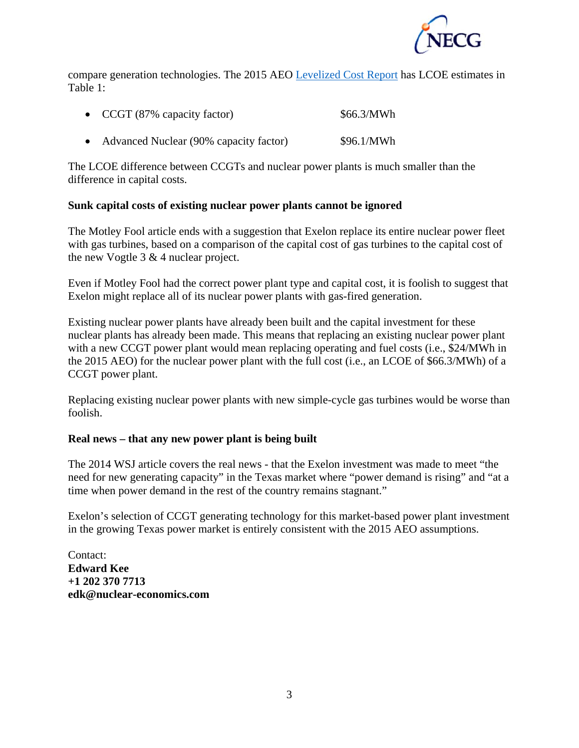compare generation technologies. The 2015 AEO Levelized Cost Report has LCOE estimates in Table 1:

- CCGT (87% capacity factor) $66.3/MWh
- Advanced Nuclear (90% capacity factor) $96.1/MWh

The LCOE difference between CCGTs and nuclear power plants is much smaller than the difference in capital costs.

**Sunk capital costs of existing nuclear power plants cannot be ignored**

The Motley Fool article ends with a suggestion that Exelon replace its entire nuclear power fleet with gas turbines, based on a comparison of the capital cost of gas turbines to the capital cost of the new Vogtle 3 & 4 nuclear project.

Even if Motley Fool had the correct power plant type and capital cost, it is foolish to suggest that Exelon might replace all of its nuclear power plants with gas-fired generation.

Existing nuclear power plants have already been built and the capital investment for these nuclear plants has already been made. This means that replacing an existing nuclear power plant with a new CCGT power plant would mean replacing operating and fuel costs (i.e., $24/MWh in the 2015 AEO) for the nuclear power plant with the full cost (i.e., an LCOE of $66.3/MWh) of a CCGT power plant.

Replacing existing nuclear power plants with new simple-cycle gas turbines would be worse than foolish.

**Real news – that any new power plant is being built**

The 2014 WSJ article covers the real news - that the Exelon investment was made to meet "the need for new generating capacity" in the Texas market where "power demand is rising" and "at a time when power demand in the rest of the country remains stagnant."

Exelon's selection of CCGT generating technology for this market-based power plant investment in the growing Texas power market is entirely consistent with the 2015 AEO assumptions.

Contact:
**Edward Kee**
**+1 202 370 7713**
**edk@nuclear-economics.com**